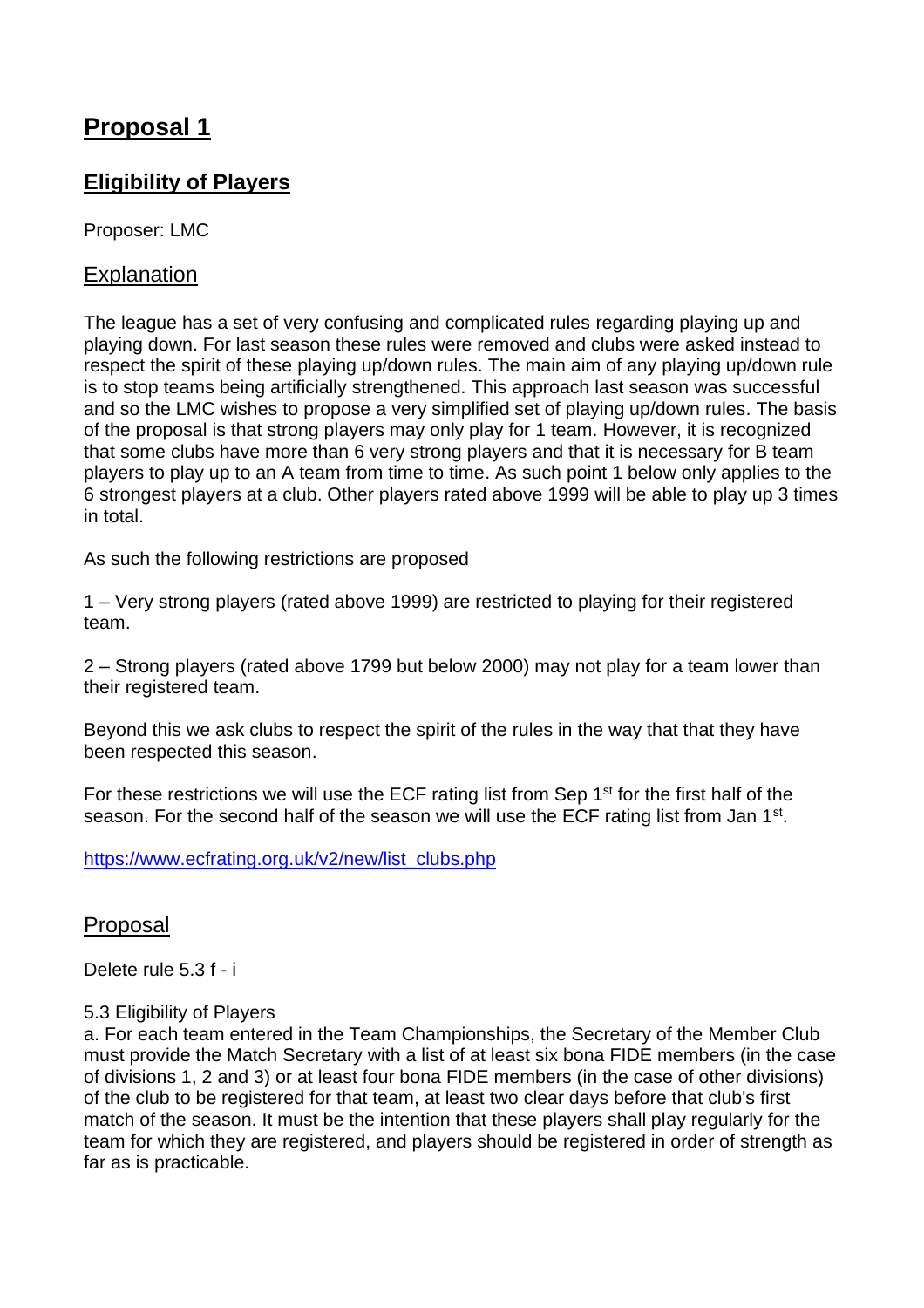# Proposal 1

## Eligibility of Players

Proposer: LMC

### Explanation

The league has a set of very confusing and complicated rules regarding playing up and playing down. For last season these rules were removed and clubs were asked instead to respect the spirit of these playing up/down rules. The main aim of any playing up/down rule is to stop teams being artificially strengthened. This approach last season was successful and so the LMC wishes to propose a very simplified set of playing up/down rules. The basis of the proposal is that strong players may only play for 1 team. However, it is recognized that some clubs have more than 6 very strong players and that it is necessary for B team players to play up to an A team from time to time. As such point 1 below only applies to the 6 strongest players at a club. Other players rated above 1999 will be able to play up 3 times in total.

As such the following restrictions are proposed

1 – Very strong players (rated above 1999) are restricted to playing for their registered team.

2 – Strong players (rated above 1799 but below 2000) may not play for a team lower than their registered team.

Beyond this we ask clubs to respect the spirit of the rules in the way that that they have been respected this season.

For these restrictions we will use the ECF rating list from Sep 1st for the first half of the season. For the second half of the season we will use the ECF rating list from Jan 1st.

https://www.ecfrating.org.uk/v2/new/list_clubs.php

### Proposal

Delete rule 5.3 f - i

5.3 Eligibility of Players

a. For each team entered in the Team Championships, the Secretary of the Member Club must provide the Match Secretary with a list of at least six bona FIDE members (in the case of divisions 1, 2 and 3) or at least four bona FIDE members (in the case of other divisions) of the club to be registered for that team, at least two clear days before that club's first match of the season. It must be the intention that these players shall play regularly for the team for which they are registered, and players should be registered in order of strength as far as is practicable.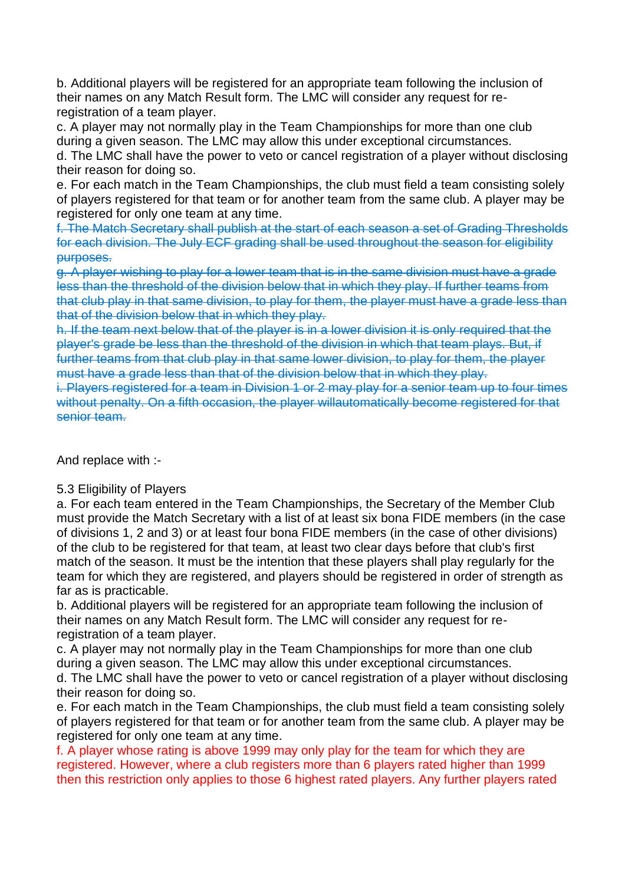b. Additional players will be registered for an appropriate team following the inclusion of their names on any Match Result form. The LMC will consider any request for re-registration of a team player.

c. A player may not normally play in the Team Championships for more than one club during a given season. The LMC may allow this under exceptional circumstances.

d. The LMC shall have the power to veto or cancel registration of a player without disclosing their reason for doing so.

e. For each match in the Team Championships, the club must field a team consisting solely of players registered for that team or for another team from the same club. A player may be registered for only one team at any time.

~~f. The Match Secretary shall publish at the start of each season a set of Grading Thresholds for each division. The July ECF grading shall be used throughout the season for eligibility purposes.~~

~~g. A player wishing to play for a lower team that is in the same division must have a grade less than the threshold of the division below that in which they play. If further teams from that club play in that same division, to play for them, the player must have a grade less than that of the division below that in which they play.~~

~~h. If the team next below that of the player is in a lower division it is only required that the player's grade be less than the threshold of the division in which that team plays. But, if further teams from that club play in that same lower division, to play for them, the player must have a grade less than that of the division below that in which they play.~~

~~i. Players registered for a team in Division 1 or 2 may play for a senior team up to four times without penalty. On a fifth occasion, the player willautomatically become registered for that senior team.~~

And replace with :-

5.3 Eligibility of Players

a. For each team entered in the Team Championships, the Secretary of the Member Club must provide the Match Secretary with a list of at least six bona FIDE members (in the case of divisions 1, 2 and 3) or at least four bona FIDE members (in the case of other divisions) of the club to be registered for that team, at least two clear days before that club's first match of the season. It must be the intention that these players shall play regularly for the team for which they are registered, and players should be registered in order of strength as far as is practicable.

b. Additional players will be registered for an appropriate team following the inclusion of their names on any Match Result form. The LMC will consider any request for re-registration of a team player.

c. A player may not normally play in the Team Championships for more than one club during a given season. The LMC may allow this under exceptional circumstances.

d. The LMC shall have the power to veto or cancel registration of a player without disclosing their reason for doing so.

e. For each match in the Team Championships, the club must field a team consisting solely of players registered for that team or for another team from the same club. A player may be registered for only one team at any time.

f. A player whose rating is above 1999 may only play for the team for which they are registered. However, where a club registers more than 6 players rated higher than 1999 then this restriction only applies to those 6 highest rated players. Any further players rated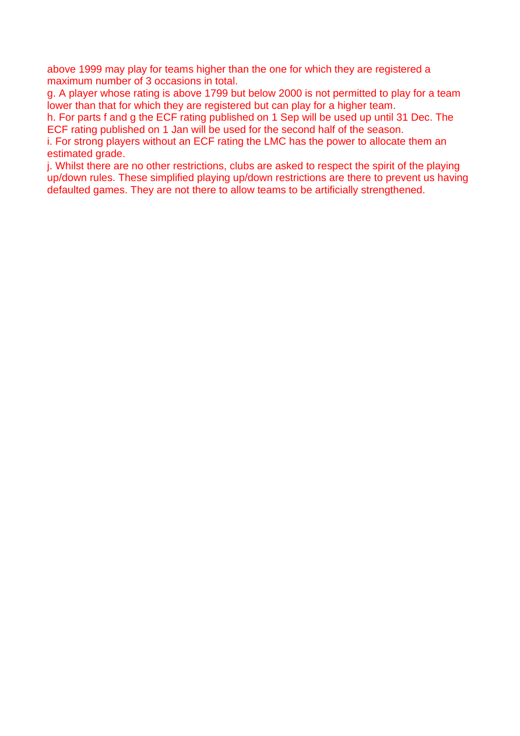above 1999 may play for teams higher than the one for which they are registered a maximum number of 3 occasions in total.

g. A player whose rating is above 1799 but below 2000 is not permitted to play for a team lower than that for which they are registered but can play for a higher team.

h. For parts f and g the ECF rating published on 1 Sep will be used up until 31 Dec. The ECF rating published on 1 Jan will be used for the second half of the season.

i. For strong players without an ECF rating the LMC has the power to allocate them an estimated grade.

j. Whilst there are no other restrictions, clubs are asked to respect the spirit of the playing up/down rules. These simplified playing up/down restrictions are there to prevent us having defaulted games. They are not there to allow teams to be artificially strengthened.